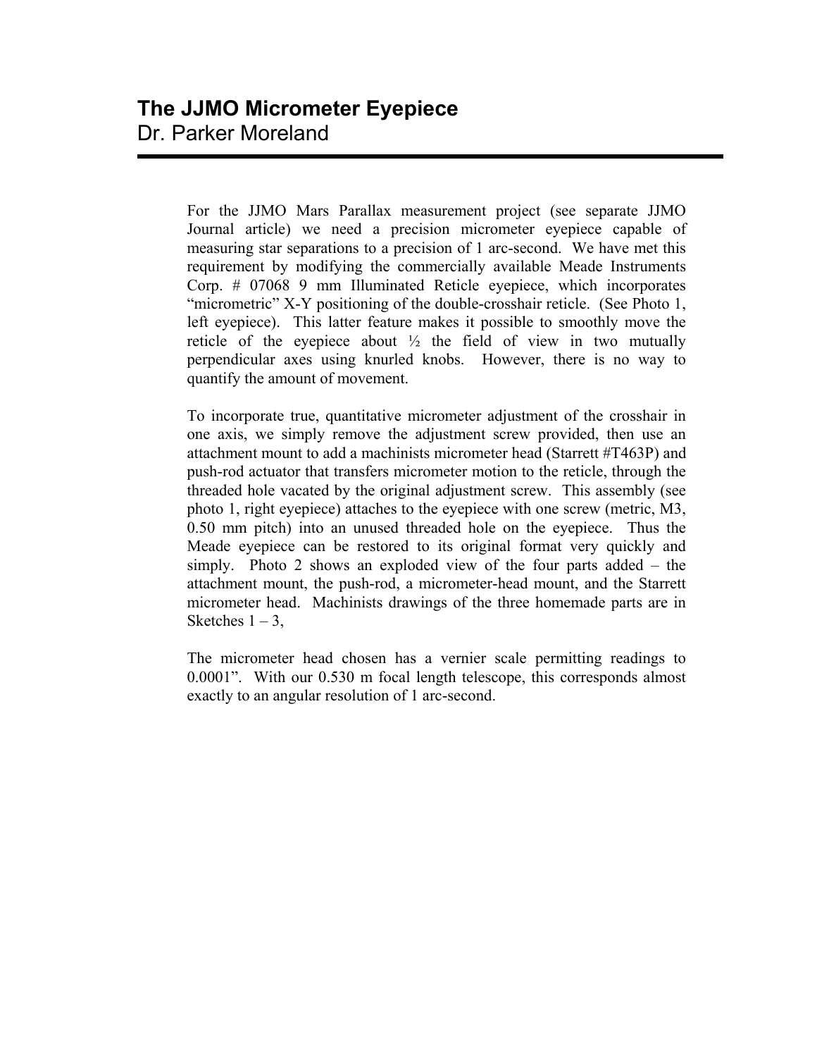# The JJMO Micrometer Eyepiece

Dr. Parker Moreland

For the JJMO Mars Parallax measurement project (see separate JJMO Journal article) we need a precision micrometer eyepiece capable of measuring star separations to a precision of 1 arc-second. We have met this requirement by modifying the commercially available Meade Instruments Corp. # 07068 9 mm Illuminated Reticle eyepiece, which incorporates "micrometric" X-Y positioning of the double-crosshair reticle. (See Photo 1, left eyepiece). This latter feature makes it possible to smoothly move the reticle of the eyepiece about ½ the field of view in two mutually perpendicular axes using knurled knobs. However, there is no way to quantify the amount of movement.

To incorporate true, quantitative micrometer adjustment of the crosshair in one axis, we simply remove the adjustment screw provided, then use an attachment mount to add a machinists micrometer head (Starrett #T463P) and push-rod actuator that transfers micrometer motion to the reticle, through the threaded hole vacated by the original adjustment screw. This assembly (see photo 1, right eyepiece) attaches to the eyepiece with one screw (metric, M3, 0.50 mm pitch) into an unused threaded hole on the eyepiece. Thus the Meade eyepiece can be restored to its original format very quickly and simply. Photo 2 shows an exploded view of the four parts added – the attachment mount, the push-rod, a micrometer-head mount, and the Starrett micrometer head. Machinists drawings of the three homemade parts are in Sketches 1 – 3,

The micrometer head chosen has a vernier scale permitting readings to 0.0001". With our 0.530 m focal length telescope, this corresponds almost exactly to an angular resolution of 1 arc-second.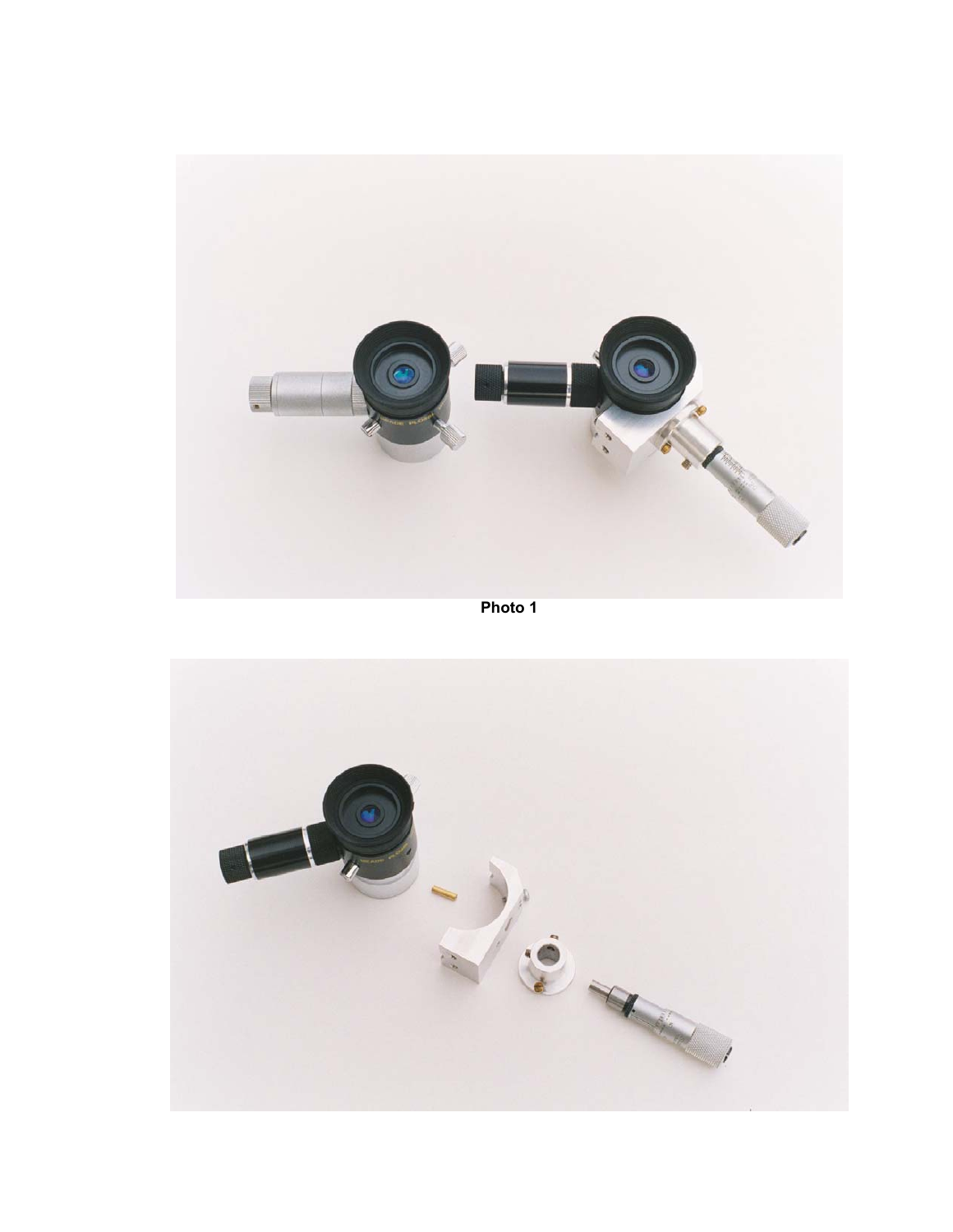Photo 1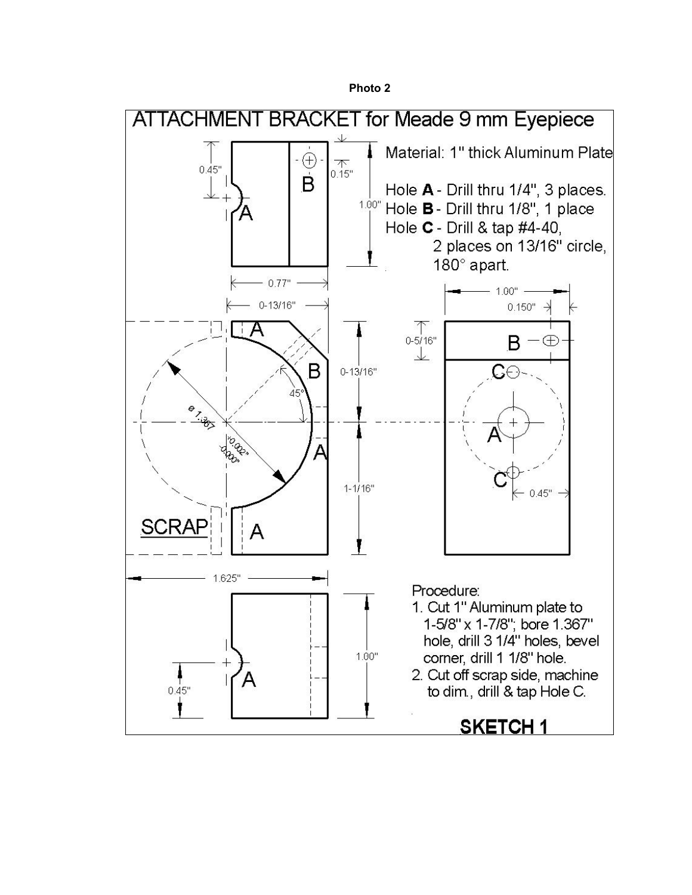**Photo 2**

# ATTACHMENT BRACKET for Meade 9 mm Eyepiece

Material: 1" thick Aluminum Plate

Hole **A** - Drill thru 1/4", 3 places.
Hole **B** - Drill thru 1/8", 1 place
Hole **C** - Drill & tap #4-40, 2 places on 13/16" circle, 180° apart.

0.45"
0.15"
1.00"
0.77"
0-13/16"
1.00"
0.150"
0-5/16"
0-13/16"
45°
ø 1.367 +0.002" -0.000"
1-1/16"
0.45"
SCRAP
1.625"
1.00"
0.45"

Procedure:

1. Cut 1" Aluminum plate to 1-5/8" x 1-7/8"; bore 1.367" hole, drill 3 1/4" holes, bevel corner, drill 1 1/8" hole.
2. Cut off scrap side, machine to dim., drill & tap Hole C.

**SKETCH 1**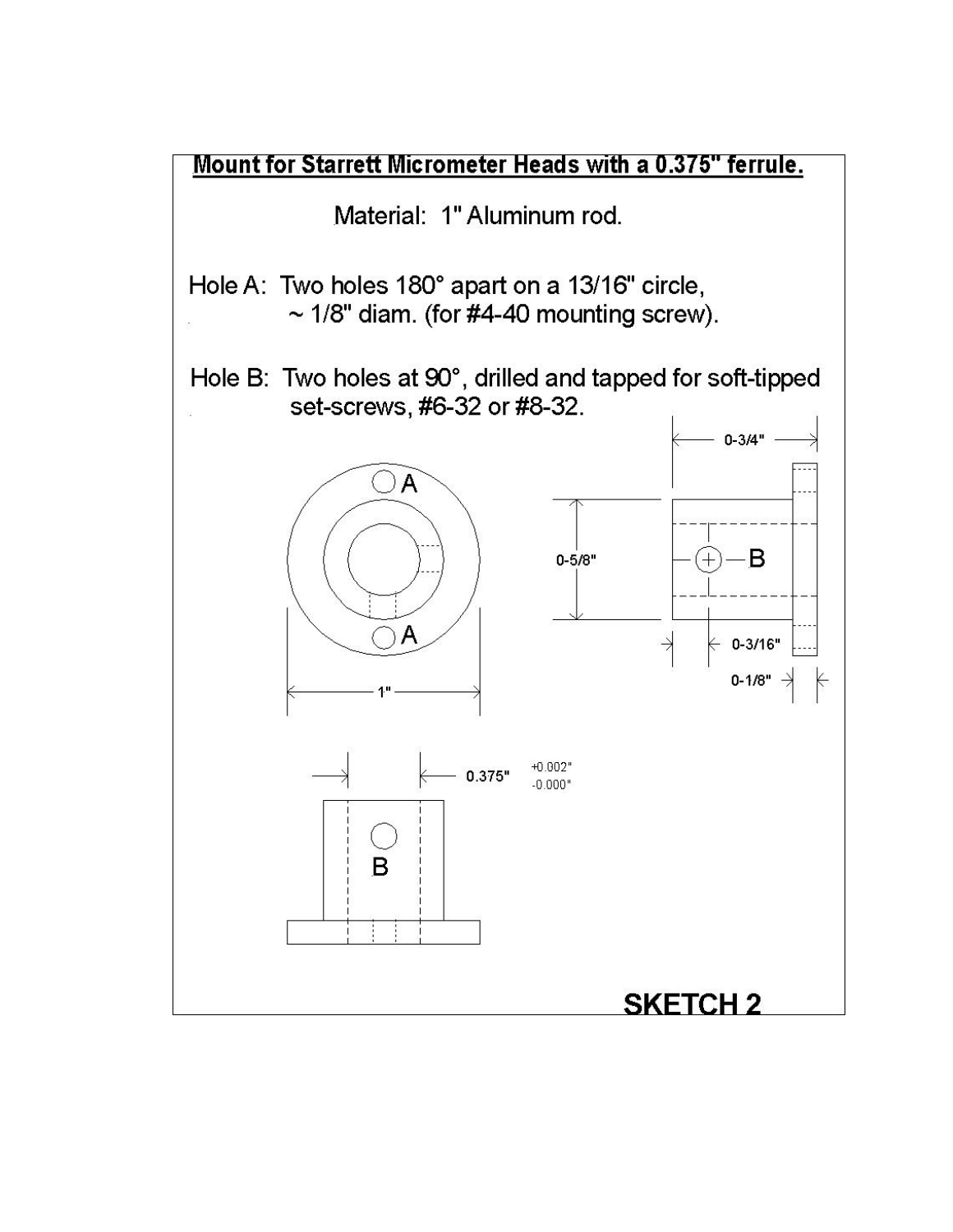**Mount for Starrett Micrometer Heads with a 0.375" ferrule.**

Material: 1" Aluminum rod.

Hole A: Two holes 180° apart on a 13/16" circle, ~ 1/8" diam. (for #4-40 mounting screw).

Hole B: Two holes at 90°, drilled and tapped for soft-tipped set-screws, #6-32 or #8-32.

A

A

1"

0-3/4"

0-5/8"

B

0-3/16"

0-1/8"

0.375" +0.002" -0.000"

B

**SKETCH 2**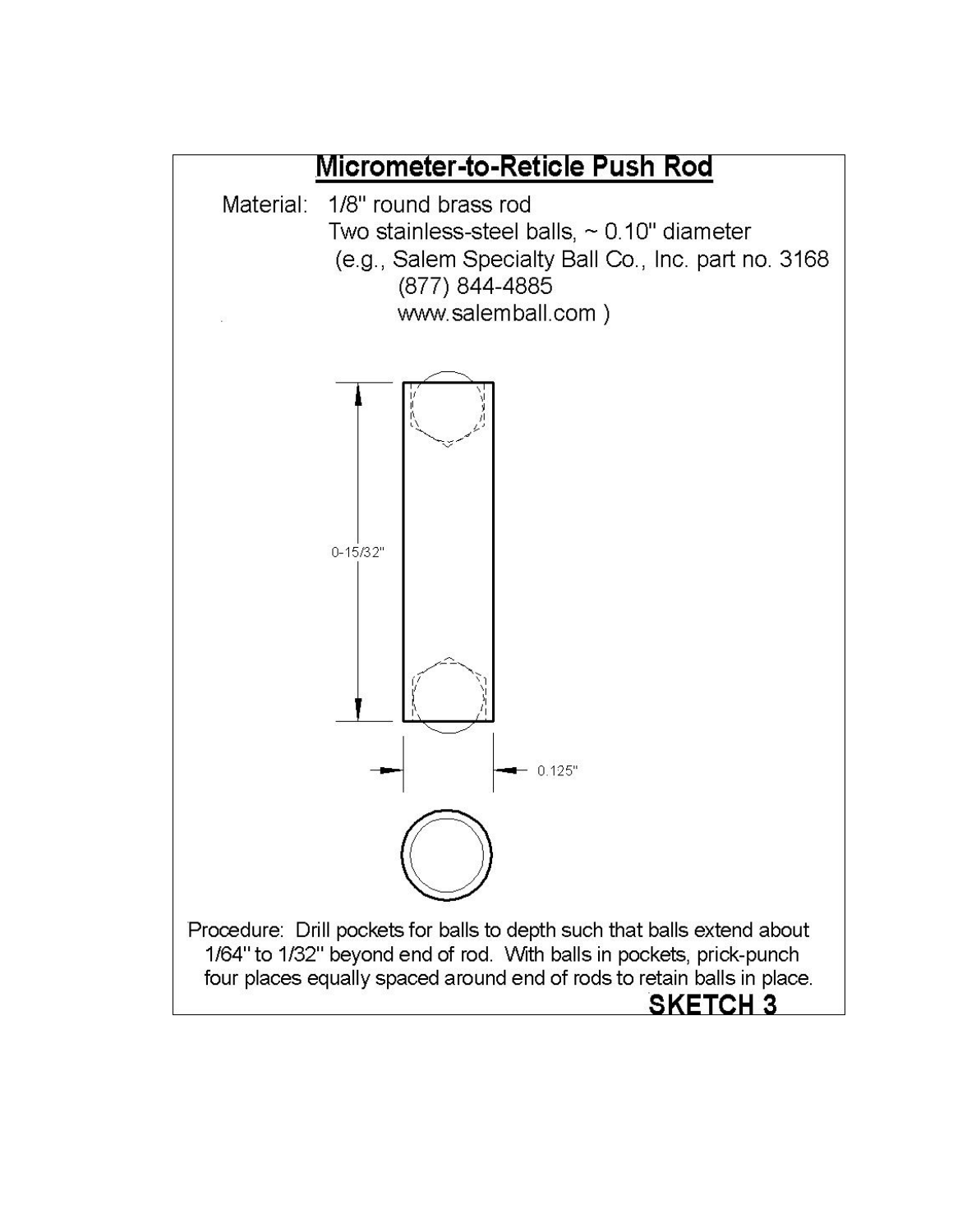# Micrometer-to-Reticle Push Rod

Material: 1/8" round brass rod
Two stainless-steel balls, ~ 0.10" diameter
(e.g., Salem Specialty Ball Co., Inc. part no. 3168
(877) 844-4885
www.salemball.com )

0-15/32"

0.125"

Procedure: Drill pockets for balls to depth such that balls extend about 1/64" to 1/32" beyond end of rod. With balls in pockets, prick-punch four places equally spaced around end of rods to retain balls in place.

**SKETCH 3**